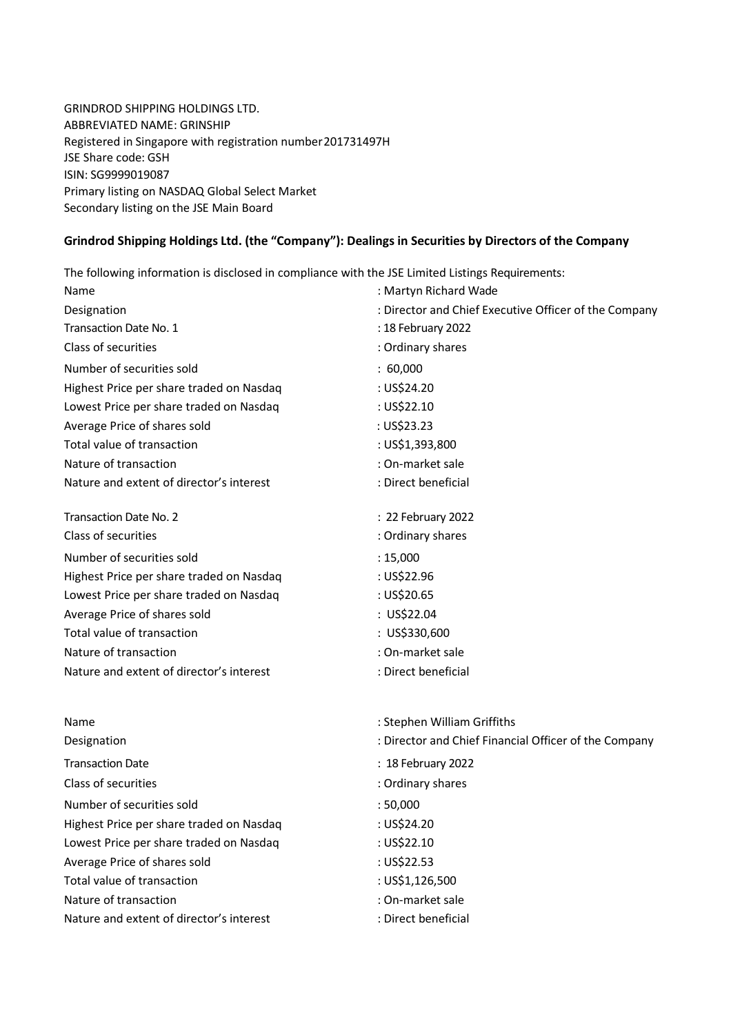GRINDROD SHIPPING HOLDINGS LTD.  
ABBREVIATED NAME: GRINSHIP  
Registered in Singapore with registration number 201731497H  
JSE Share code: GSH  
ISIN: SG9999019087  
Primary listing on NASDAQ Global Select Market  
Secondary listing on the JSE Main Board

**Grindrod Shipping Holdings Ltd. (the "Company"): Dealings in Securities by Directors of the Company**

The following information is disclosed in compliance with the JSE Limited Listings Requirements:

| | |
|---|---|
| Name | : Martyn Richard Wade |
| Designation | : Director and Chief Executive Officer of the Company |
| Transaction Date No. 1 | : 18 February 2022 |
| Class of securities | : Ordinary shares |
| Number of securities sold | : 60,000 |
| Highest Price per share traded on Nasdaq | : US$24.20 |
| Lowest Price per share traded on Nasdaq | : US$22.10 |
| Average Price of shares sold | : US$23.23 |
| Total value of transaction | : US$1,393,800 |
| Nature of transaction | : On-market sale |
| Nature and extent of director's interest | : Direct beneficial |
| | |
| Transaction Date No. 2 | : 22 February 2022 |
| Class of securities | : Ordinary shares |
| Number of securities sold | : 15,000 |
| Highest Price per share traded on Nasdaq | : US$22.96 |
| Lowest Price per share traded on Nasdaq | : US$20.65 |
| Average Price of shares sold | : US$22.04 |
| Total value of transaction | : US$330,600 |
| Nature of transaction | : On-market sale |
| Nature and extent of director's interest | : Direct beneficial |

| | |
|---|---|
| Name | : Stephen William Griffiths |
| Designation | : Director and Chief Financial Officer of the Company |
| Transaction Date | : 18 February 2022 |
| Class of securities | : Ordinary shares |
| Number of securities sold | : 50,000 |
| Highest Price per share traded on Nasdaq | : US$24.20 |
| Lowest Price per share traded on Nasdaq | : US$22.10 |
| Average Price of shares sold | : US$22.53 |
| Total value of transaction | : US$1,126,500 |
| Nature of transaction | : On-market sale |
| Nature and extent of director's interest | : Direct beneficial |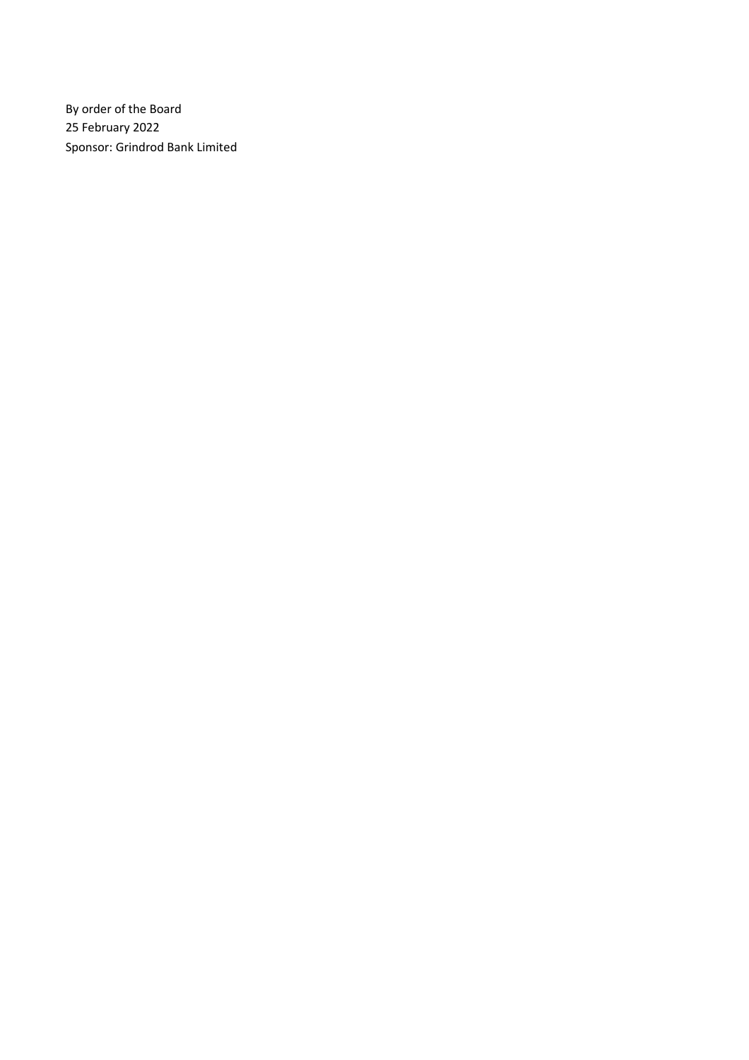By order of the Board
25 February 2022
Sponsor: Grindrod Bank Limited